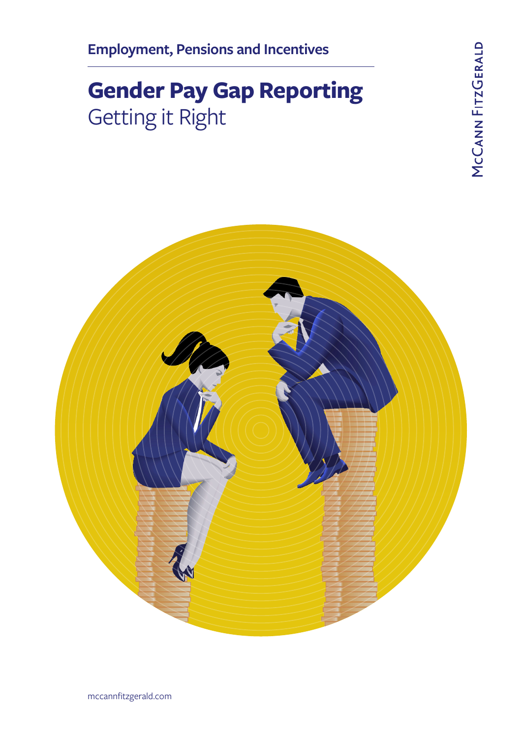Employment, Pensions and Incentives

# Gender Pay Gap Reporting

## Getting it Right

McCann FitzGerald

mccannfitzgerald.com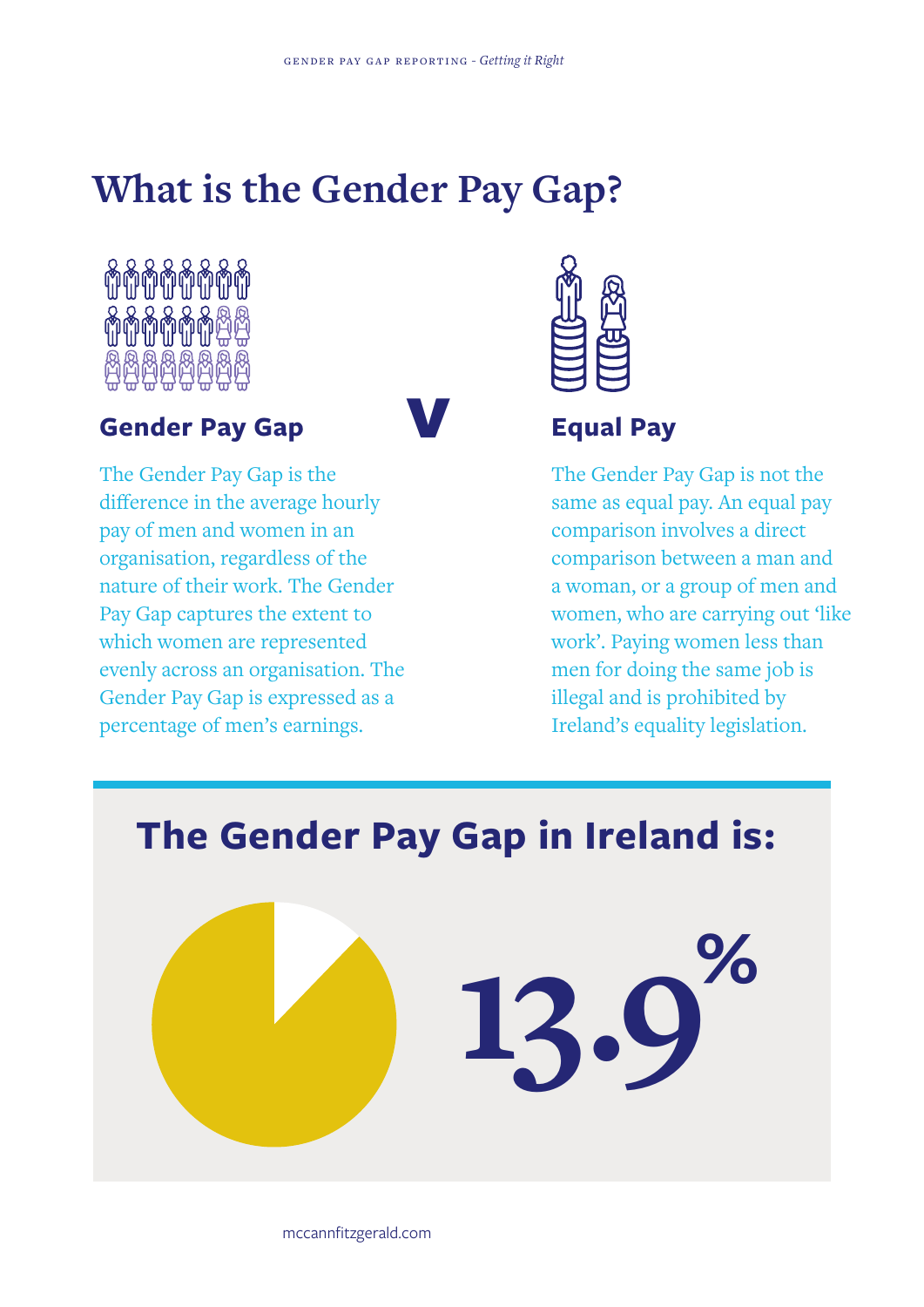# What is the Gender Pay Gap?

### Gender Pay Gap

The Gender Pay Gap is the difference in the average hourly pay of men and women in an organisation, regardless of the nature of their work. The Gender Pay Gap captures the extent to which women are represented evenly across an organisation. The Gender Pay Gap is expressed as a percentage of men's earnings.

**V**

### Equal Pay

The Gender Pay Gap is not the same as equal pay. An equal pay comparison involves a direct comparison between a man and a woman, or a group of men and women, who are carrying out 'like work'. Paying women less than men for doing the same job is illegal and is prohibited by Ireland's equality legislation.

## The Gender Pay Gap in Ireland is:

**13.9%**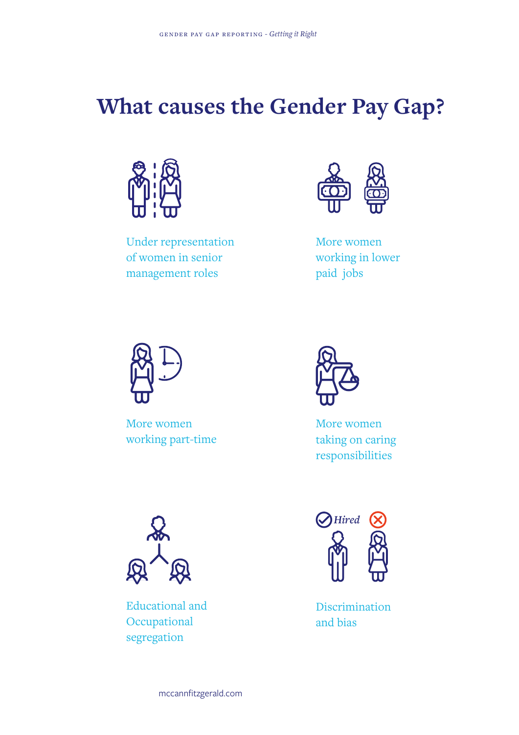# What causes the Gender Pay Gap?

Under representation of women in senior management roles

More women working in lower paid jobs

More women working part-time

More women taking on caring responsibilities

Educational and Occupational segregation

Hired

Discrimination and bias

mccannfitzgerald.com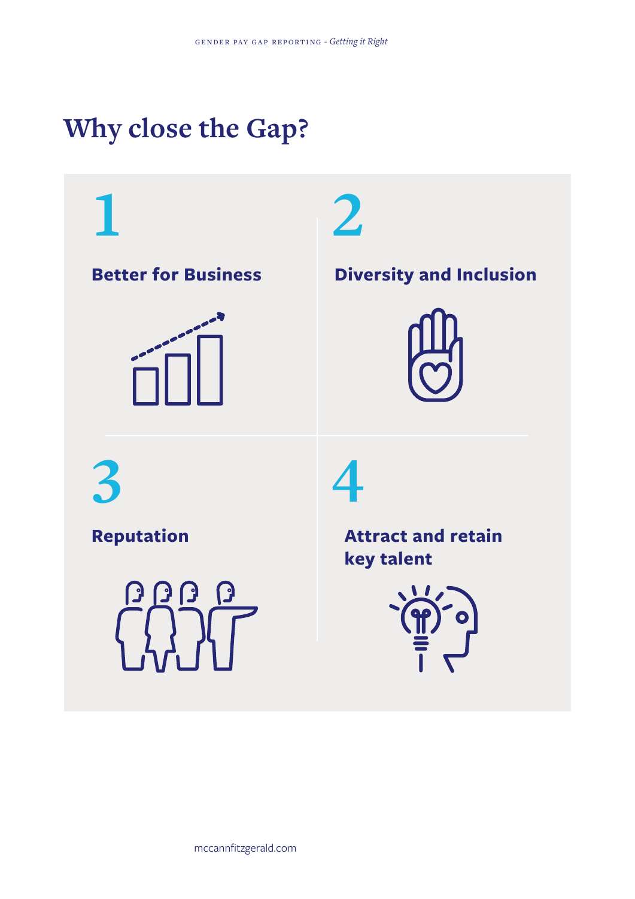# Why close the Gap?

1

**Better for Business**

2

**Diversity and Inclusion**

3

**Reputation**

4

**Attract and retain key talent**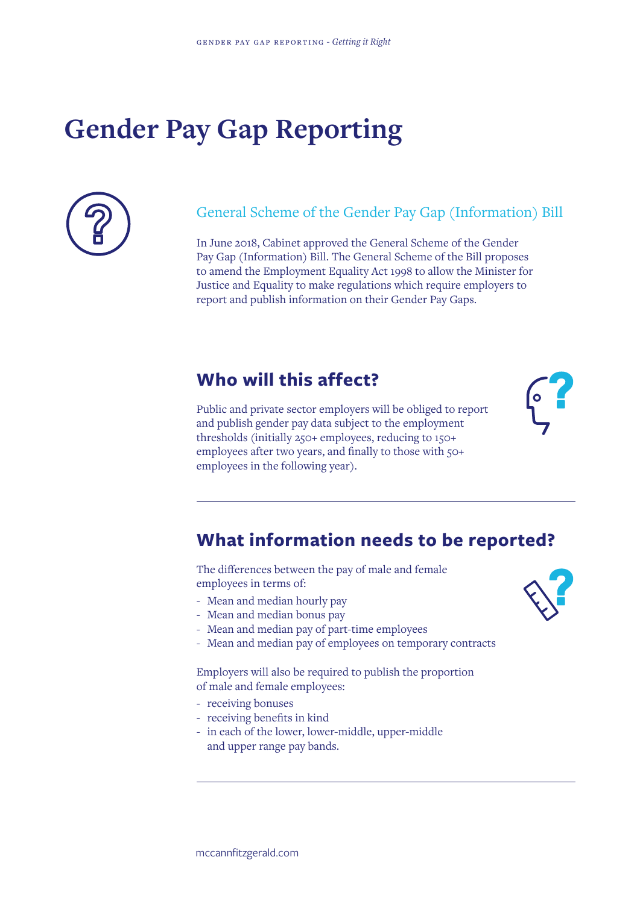# Gender Pay Gap Reporting

## General Scheme of the Gender Pay Gap (Information) Bill

In June 2018, Cabinet approved the General Scheme of the Gender Pay Gap (Information) Bill. The General Scheme of the Bill proposes to amend the Employment Equality Act 1998 to allow the Minister for Justice and Equality to make regulations which require employers to report and publish information on their Gender Pay Gaps.

## Who will this affect?

Public and private sector employers will be obliged to report and publish gender pay data subject to the employment thresholds (initially 250+ employees, reducing to 150+ employees after two years, and finally to those with 50+ employees in the following year).

## What information needs to be reported?

The differences between the pay of male and female employees in terms of:

- Mean and median hourly pay
- Mean and median bonus pay
- Mean and median pay of part-time employees
- Mean and median pay of employees on temporary contracts

Employers will also be required to publish the proportion of male and female employees:

- receiving bonuses
- receiving benefits in kind
- in each of the lower, lower-middle, upper-middle and upper range pay bands.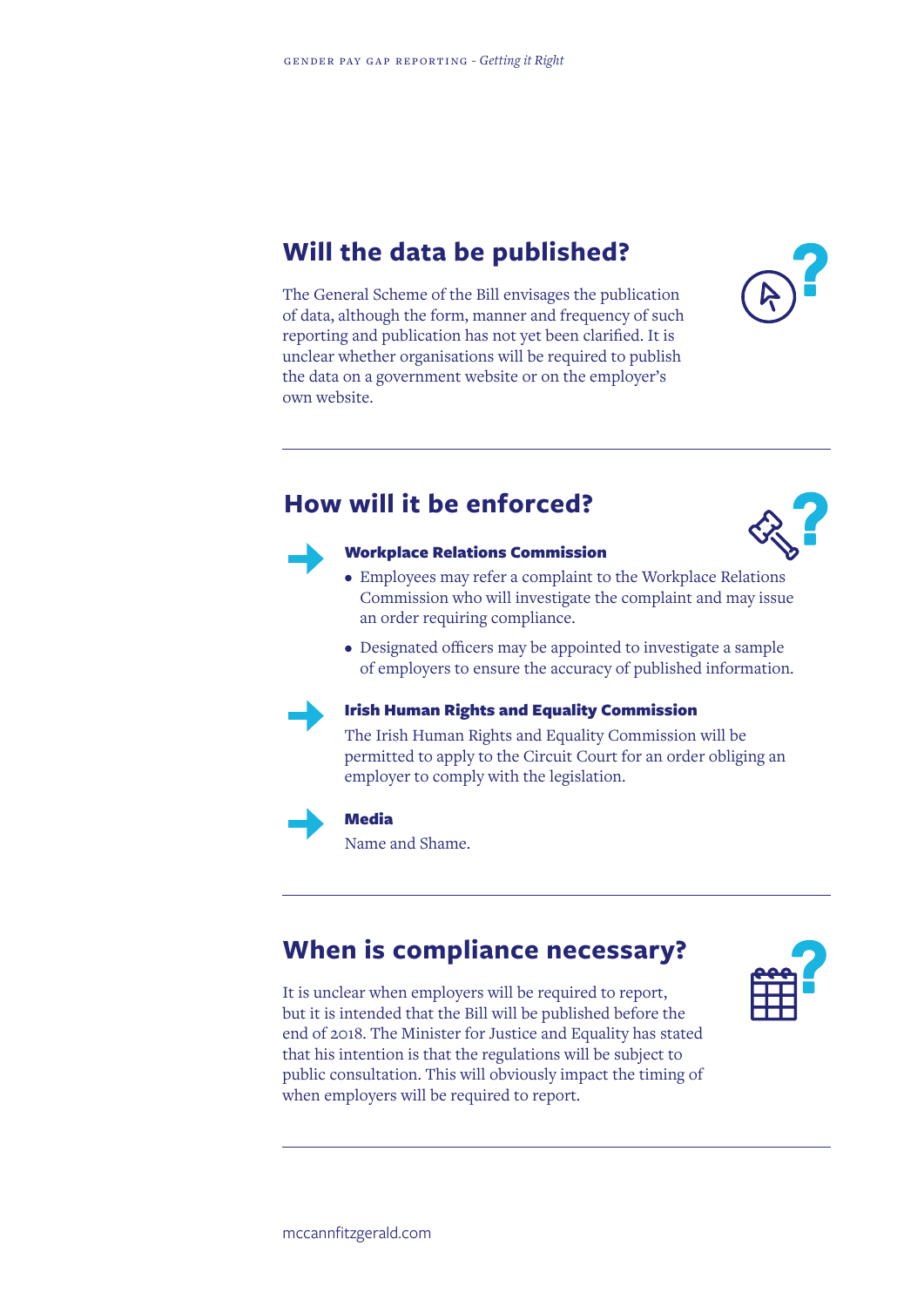## Will the data be published?

The General Scheme of the Bill envisages the publication of data, although the form, manner and frequency of such reporting and publication has not yet been clarified. It is unclear whether organisations will be required to publish the data on a government website or on the employer's own website.

---

## How will it be enforced?

### Workplace Relations Commission

- Employees may refer a complaint to the Workplace Relations Commission who will investigate the complaint and may issue an order requiring compliance.
- Designated officers may be appointed to investigate a sample of employers to ensure the accuracy of published information.

### Irish Human Rights and Equality Commission

The Irish Human Rights and Equality Commission will be permitted to apply to the Circuit Court for an order obliging an employer to comply with the legislation.

### Media

Name and Shame.

---

## When is compliance necessary?

It is unclear when employers will be required to report, but it is intended that the Bill will be published before the end of 2018. The Minister for Justice and Equality has stated that his intention is that the regulations will be subject to public consultation. This will obviously impact the timing of when employers will be required to report.

---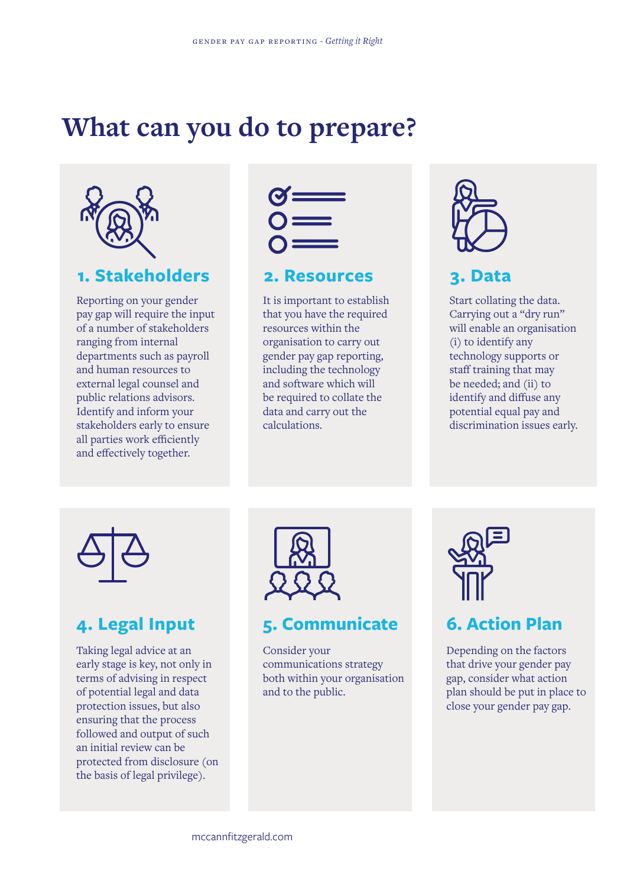# What can you do to prepare?

## 1. Stakeholders

Reporting on your gender pay gap will require the input of a number of stakeholders ranging from internal departments such as payroll and human resources to external legal counsel and public relations advisors. Identify and inform your stakeholders early to ensure all parties work efficiently and effectively together.

## 2. Resources

It is important to establish that you have the required resources within the organisation to carry out gender pay gap reporting, including the technology and software which will be required to collate the data and carry out the calculations.

## 3. Data

Start collating the data. Carrying out a "dry run" will enable an organisation (i) to identify any technology supports or staff training that may be needed; and (ii) to identify and diffuse any potential equal pay and discrimination issues early.

## 4. Legal Input

Taking legal advice at an early stage is key, not only in terms of advising in respect of potential legal and data protection issues, but also ensuring that the process followed and output of such an initial review can be protected from disclosure (on the basis of legal privilege).

## 5. Communicate

Consider your communications strategy both within your organisation and to the public.

## 6. Action Plan

Depending on the factors that drive your gender pay gap, consider what action plan should be put in place to close your gender pay gap.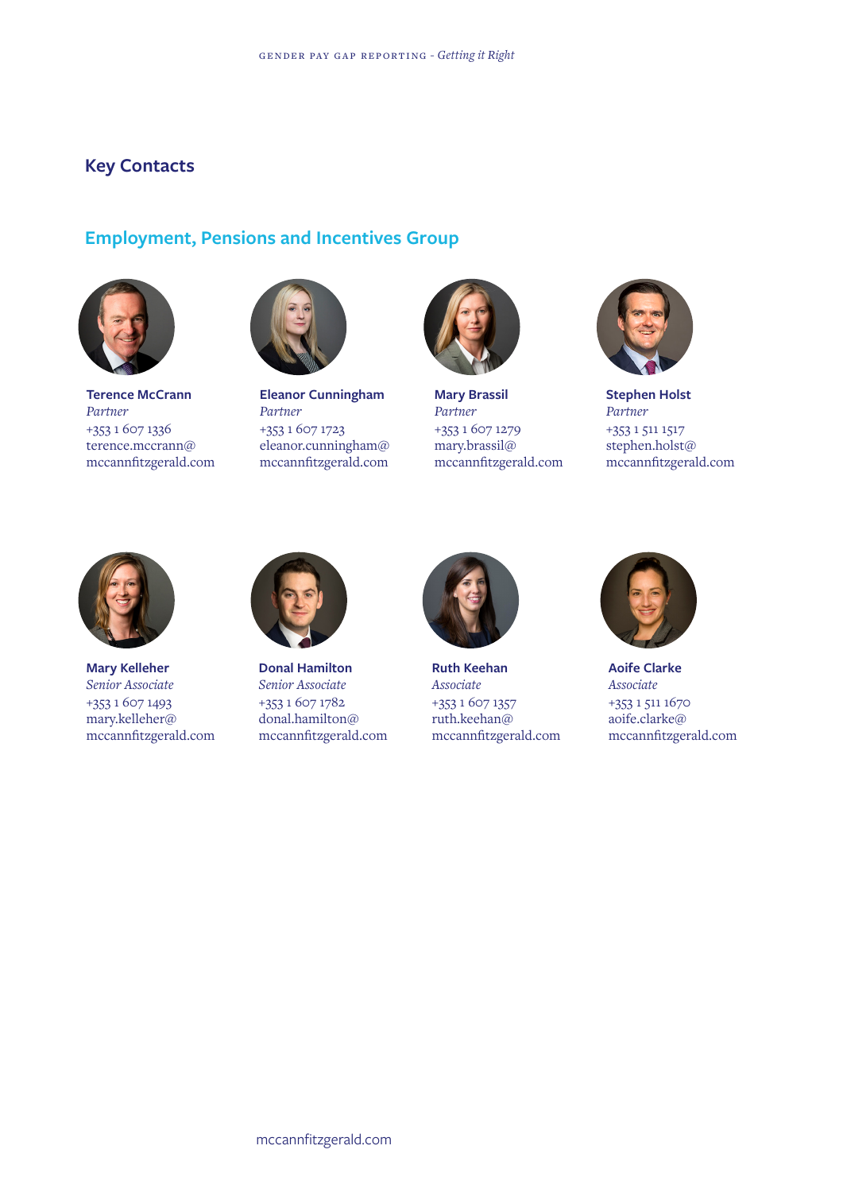## Key Contacts

### Employment, Pensions and Incentives Group

**Terence McCrann**
*Partner*
+353 1 607 1336
terence.mccrann@
mccannfitzgerald.com

**Eleanor Cunningham**
*Partner*
+353 1 607 1723
eleanor.cunningham@
mccannfitzgerald.com

**Mary Brassil**
*Partner*
+353 1 607 1279
mary.brassil@
mccannfitzgerald.com

**Stephen Holst**
*Partner*
+353 1 511 1517
stephen.holst@
mccannfitzgerald.com

**Mary Kelleher**
*Senior Associate*
+353 1 607 1493
mary.kelleher@
mccannfitzgerald.com

**Donal Hamilton**
*Senior Associate*
+353 1 607 1782
donal.hamilton@
mccannfitzgerald.com

**Ruth Keehan**
*Associate*
+353 1 607 1357
ruth.keehan@
mccannfitzgerald.com

**Aoife Clarke**
*Associate*
+353 1 511 1670
aoife.clarke@
mccannfitzgerald.com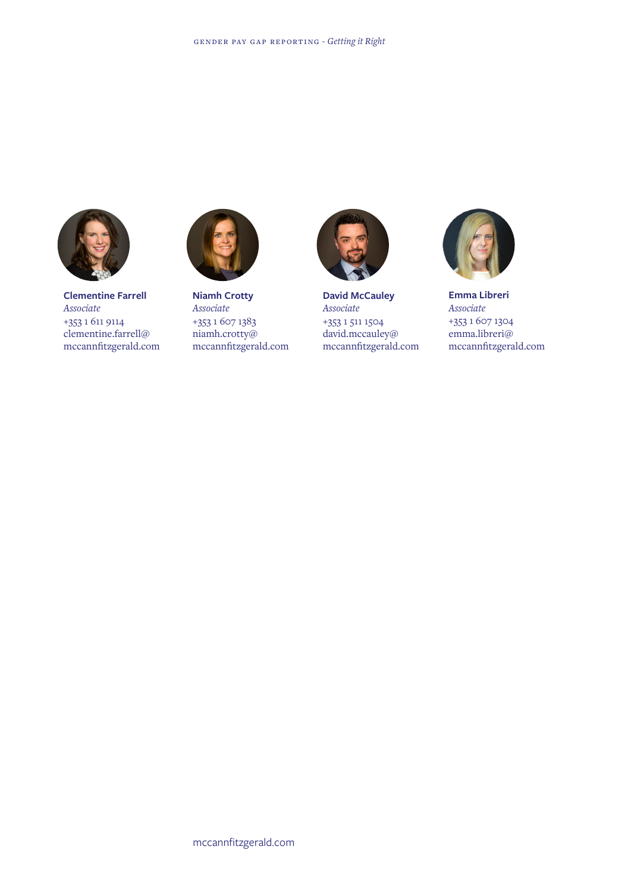**Clementine Farrell**
*Associate*
+353 1 611 9114
clementine.farrell@
mccannfitzgerald.com

**Niamh Crotty**
*Associate*
+353 1 607 1383
niamh.crotty@
mccannfitzgerald.com

**David McCauley**
*Associate*
+353 1 511 1504
david.mccauley@
mccannfitzgerald.com

**Emma Libreri**
*Associate*
+353 1 607 1304
emma.libreri@
mccannfitzgerald.com

mccannfitzgerald.com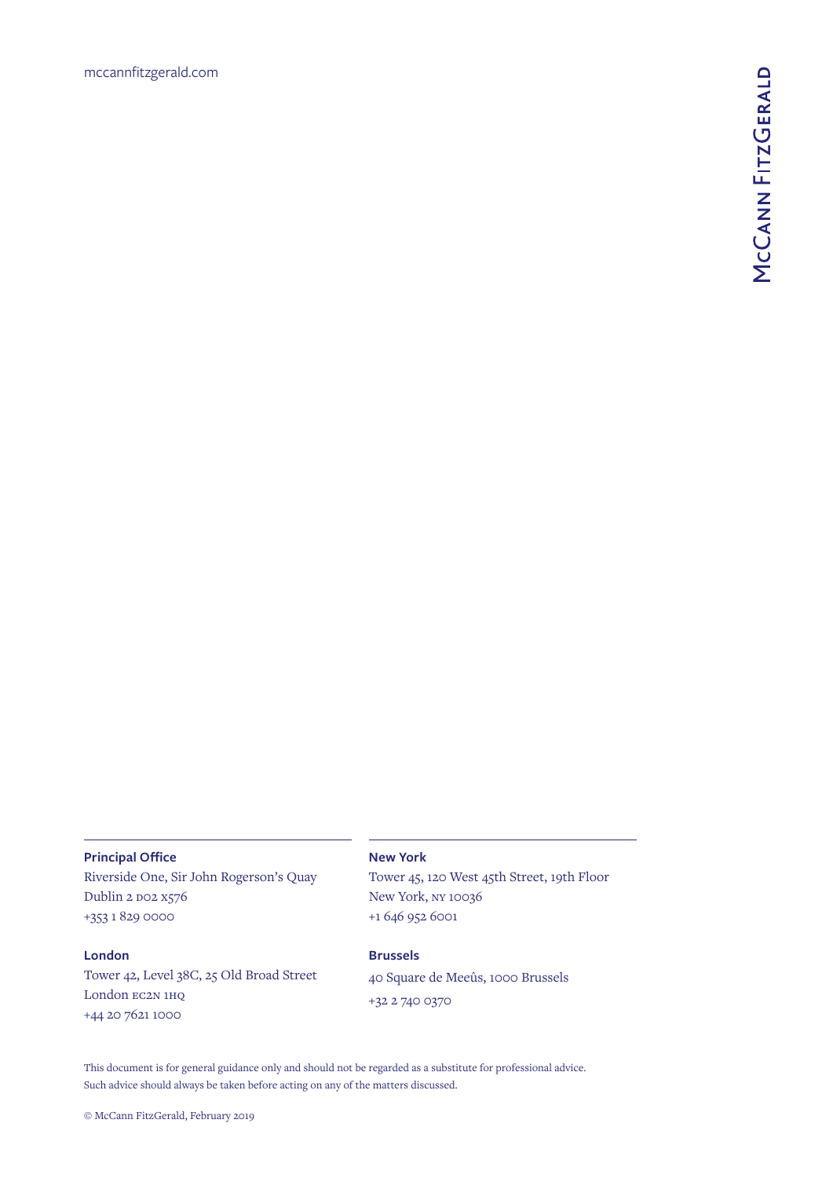mccannfitzgerald.com

McCann FitzGerald

**Principal Office**
Riverside One, Sir John Rogerson's Quay
Dublin 2 D02 X576
+353 1 829 0000

**London**
Tower 42, Level 38C, 25 Old Broad Street
London EC2N 1HQ
+44 20 7621 1000

**New York**
Tower 45, 120 West 45th Street, 19th Floor
New York, NY 10036
+1 646 952 6001

**Brussels**
40 Square de Meeûs, 1000 Brussels
+32 2 740 0370

This document is for general guidance only and should not be regarded as a substitute for professional advice.
Such advice should always be taken before acting on any of the matters discussed.

© McCann FitzGerald, February 2019